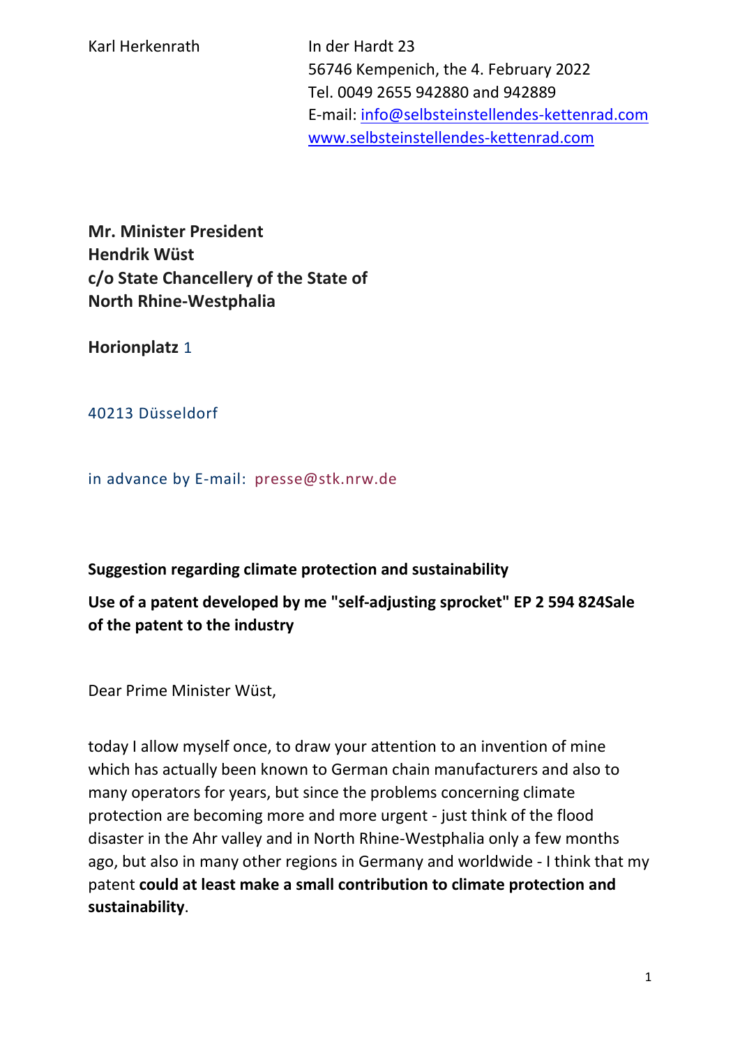Karl Herkenrath

In der Hardt 23
56746 Kempenich, the 4. February 2022
Tel. 0049 2655 942880 and 942889
E-mail: info@selbsteinstellendes-kettenrad.com
www.selbsteinstellendes-kettenrad.com

**Mr. Minister President**
**Hendrik Wüst**
**c/o State Chancellery of the State of**
**North Rhine-Westphalia**

**Horionplatz** 1

40213 Düsseldorf

in advance by E-mail: presse@stk.nrw.de

**Suggestion regarding climate protection and sustainability**

**Use of a patent developed by me "self-adjusting sprocket" EP 2 594 824Sale of the patent to the industry**

Dear Prime Minister Wüst,

today I allow myself once, to draw your attention to an invention of mine which has actually been known to German chain manufacturers and also to many operators for years, but since the problems concerning climate protection are becoming more and more urgent - just think of the flood disaster in the Ahr valley and in North Rhine-Westphalia only a few months ago, but also in many other regions in Germany and worldwide - I think that my patent **could at least make a small contribution to climate protection and sustainability**.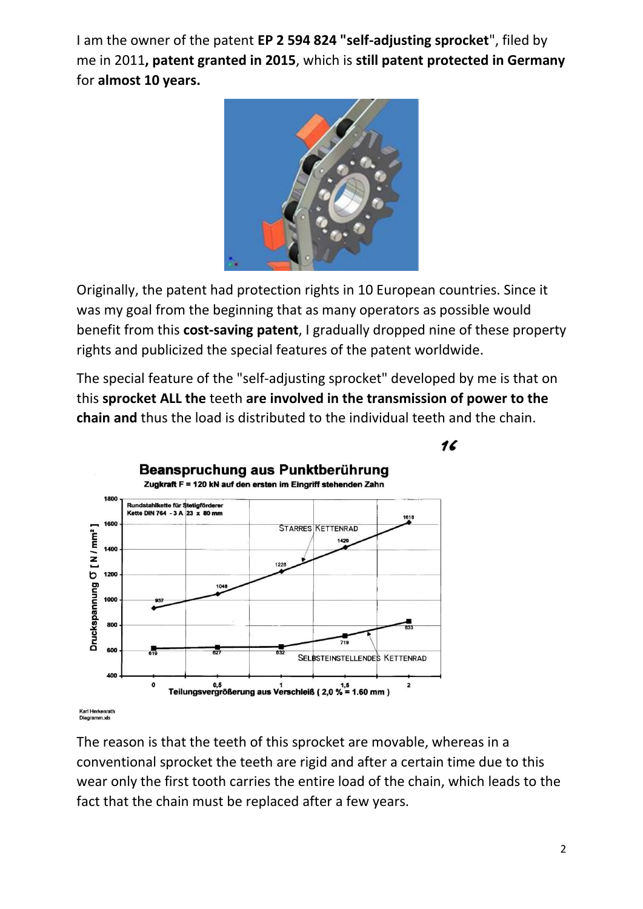I am the owner of the patent **EP 2 594 824 "self-adjusting sprocket"**, filed by me in 2011**, patent granted in 2015**, which is **still patent protected in Germany** for **almost 10 years.**

Originally, the patent had protection rights in 10 European countries. Since it was my goal from the beginning that as many operators as possible would benefit from this **cost-saving patent**, I gradually dropped nine of these property rights and publicized the special features of the patent worldwide.

The special feature of the "self-adjusting sprocket" developed by me is that on this **sprocket ALL the** teeth **are involved in the transmission of power to the chain and** thus the load is distributed to the individual teeth and the chain.

**Beanspruchung aus Punktberührung**

**Zugkraft F = 120 kN auf den ersten im Eingriff stehenden Zahn**

Rundstahlkette für Stetigförderer
Kette DIN 764 - 3 A 23 x 80 mm

| Teilungsvergrößerung aus Verschleiß (2,0 % = 1.60 mm) | 0 | 0,5 | 1 | 1,5 | 2 |
|---|---|---|---|---|---|
| Starres Kettenrad – Druckspannung σ [N/mm²] | 937 | 1048 | 1228 | 1420 | 1618 |
| Selbsteinstellendes Kettenrad – Druckspannung σ [N/mm²] | 619 | 627 | 632 | 719 | 833 |

Karl Herkenrath
Diagramm.xls

The reason is that the teeth of this sprocket are movable, whereas in a conventional sprocket the teeth are rigid and after a certain time due to this wear only the first tooth carries the entire load of the chain, which leads to the fact that the chain must be replaced after a few years.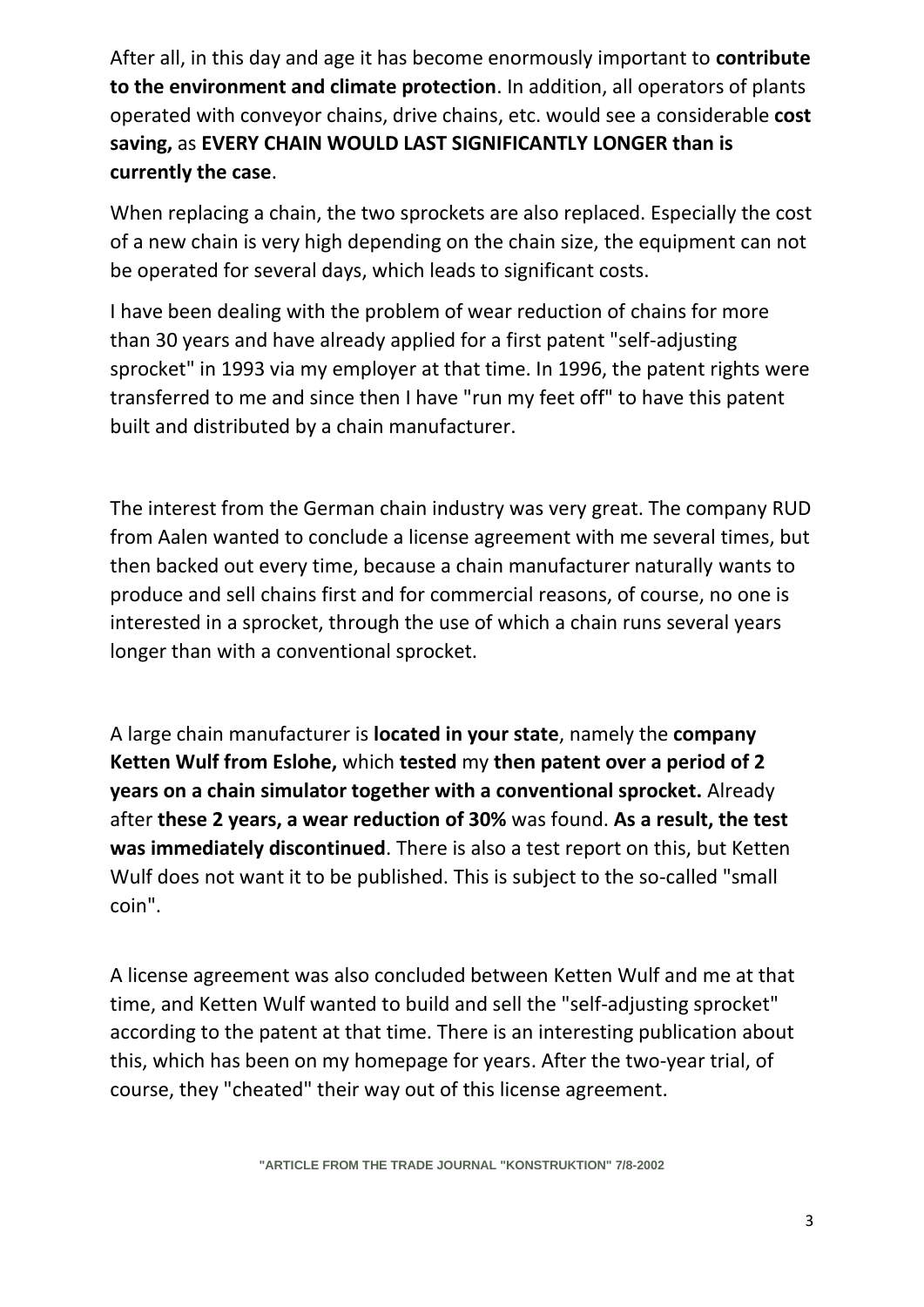After all, in this day and age it has become enormously important to **contribute to the environment and climate protection**. In addition, all operators of plants operated with conveyor chains, drive chains, etc. would see a considerable **cost saving,** as **EVERY CHAIN WOULD LAST SIGNIFICANTLY LONGER than is currently the case**.

When replacing a chain, the two sprockets are also replaced. Especially the cost of a new chain is very high depending on the chain size, the equipment can not be operated for several days, which leads to significant costs.

I have been dealing with the problem of wear reduction of chains for more than 30 years and have already applied for a first patent "self-adjusting sprocket" in 1993 via my employer at that time. In 1996, the patent rights were transferred to me and since then I have "run my feet off" to have this patent built and distributed by a chain manufacturer.

The interest from the German chain industry was very great. The company RUD from Aalen wanted to conclude a license agreement with me several times, but then backed out every time, because a chain manufacturer naturally wants to produce and sell chains first and for commercial reasons, of course, no one is interested in a sprocket, through the use of which a chain runs several years longer than with a conventional sprocket.

A large chain manufacturer is **located in your state**, namely the **company Ketten Wulf from Eslohe,** which **tested** my **then patent over a period of 2 years on a chain simulator together with a conventional sprocket.** Already after **these 2 years, a wear reduction of 30%** was found. **As a result, the test was immediately discontinued**. There is also a test report on this, but Ketten Wulf does not want it to be published. This is subject to the so-called "small coin".

A license agreement was also concluded between Ketten Wulf and me at that time, and Ketten Wulf wanted to build and sell the "self-adjusting sprocket" according to the patent at that time. There is an interesting publication about this, which has been on my homepage for years. After the two-year trial, of course, they "cheated" their way out of this license agreement.

**"ARTICLE FROM THE TRADE JOURNAL "KONSTRUKTION" 7/8-2002**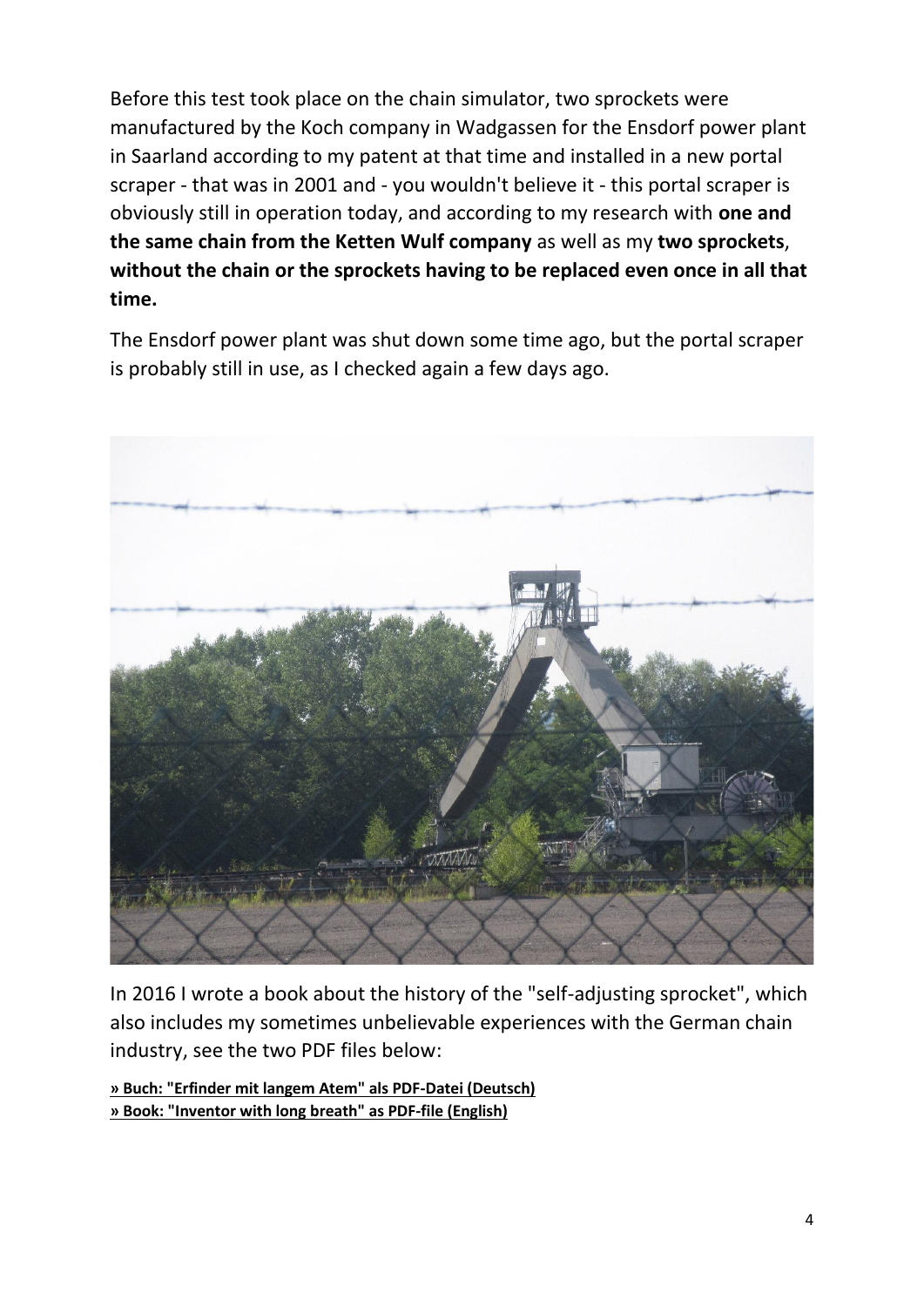Before this test took place on the chain simulator, two sprockets were manufactured by the Koch company in Wadgassen for the Ensdorf power plant in Saarland according to my patent at that time and installed in a new portal scraper - that was in 2001 and - you wouldn't believe it - this portal scraper is obviously still in operation today, and according to my research with **one and the same chain from the Ketten Wulf company** as well as my **two sprockets**, **without the chain or the sprockets having to be replaced even once in all that time.**

The Ensdorf power plant was shut down some time ago, but the portal scraper is probably still in use, as I checked again a few days ago.

In 2016 I wrote a book about the history of the "self-adjusting sprocket", which also includes my sometimes unbelievable experiences with the German chain industry, see the two PDF files below:

**» Buch: "Erfinder mit langem Atem" als PDF-Datei (Deutsch)**
**» Book: "Inventor with long breath" as PDF-file (English)**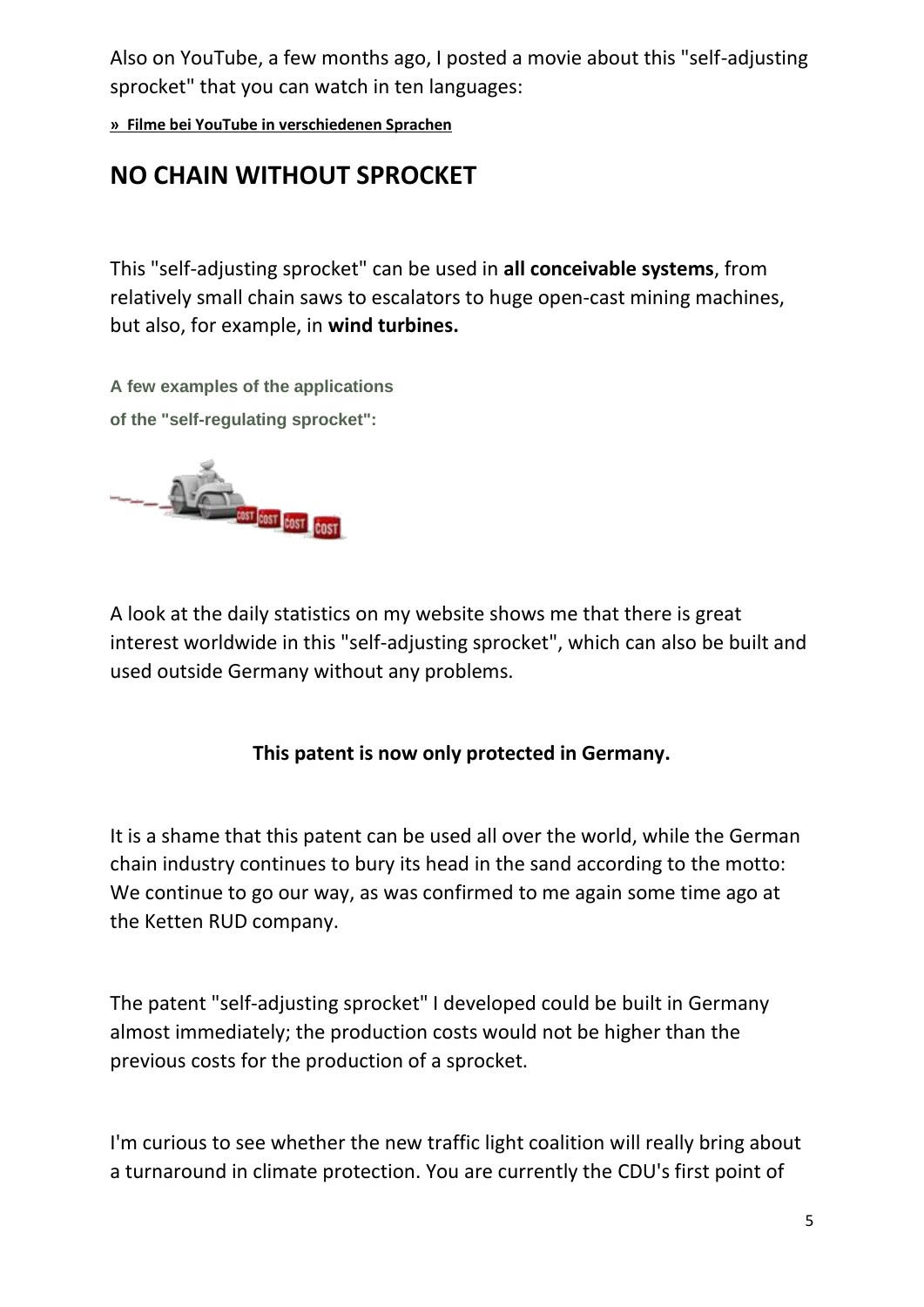Also on YouTube, a few months ago, I posted a movie about this "self-adjusting sprocket" that you can watch in ten languages:

**» Filme bei YouTube in verschiedenen Sprachen**

## NO CHAIN WITHOUT SPROCKET

This "self-adjusting sprocket" can be used in **all conceivable systems**, from relatively small chain saws to escalators to huge open-cast mining machines, but also, for example, in **wind turbines.**

**A few examples of the applications of the "self-regulating sprocket":**

A look at the daily statistics on my website shows me that there is great interest worldwide in this "self-adjusting sprocket", which can also be built and used outside Germany without any problems.

**This patent is now only protected in Germany.**

It is a shame that this patent can be used all over the world, while the German chain industry continues to bury its head in the sand according to the motto: We continue to go our way, as was confirmed to me again some time ago at the Ketten RUD company.

The patent "self-adjusting sprocket" I developed could be built in Germany almost immediately; the production costs would not be higher than the previous costs for the production of a sprocket.

I'm curious to see whether the new traffic light coalition will really bring about a turnaround in climate protection. You are currently the CDU's first point of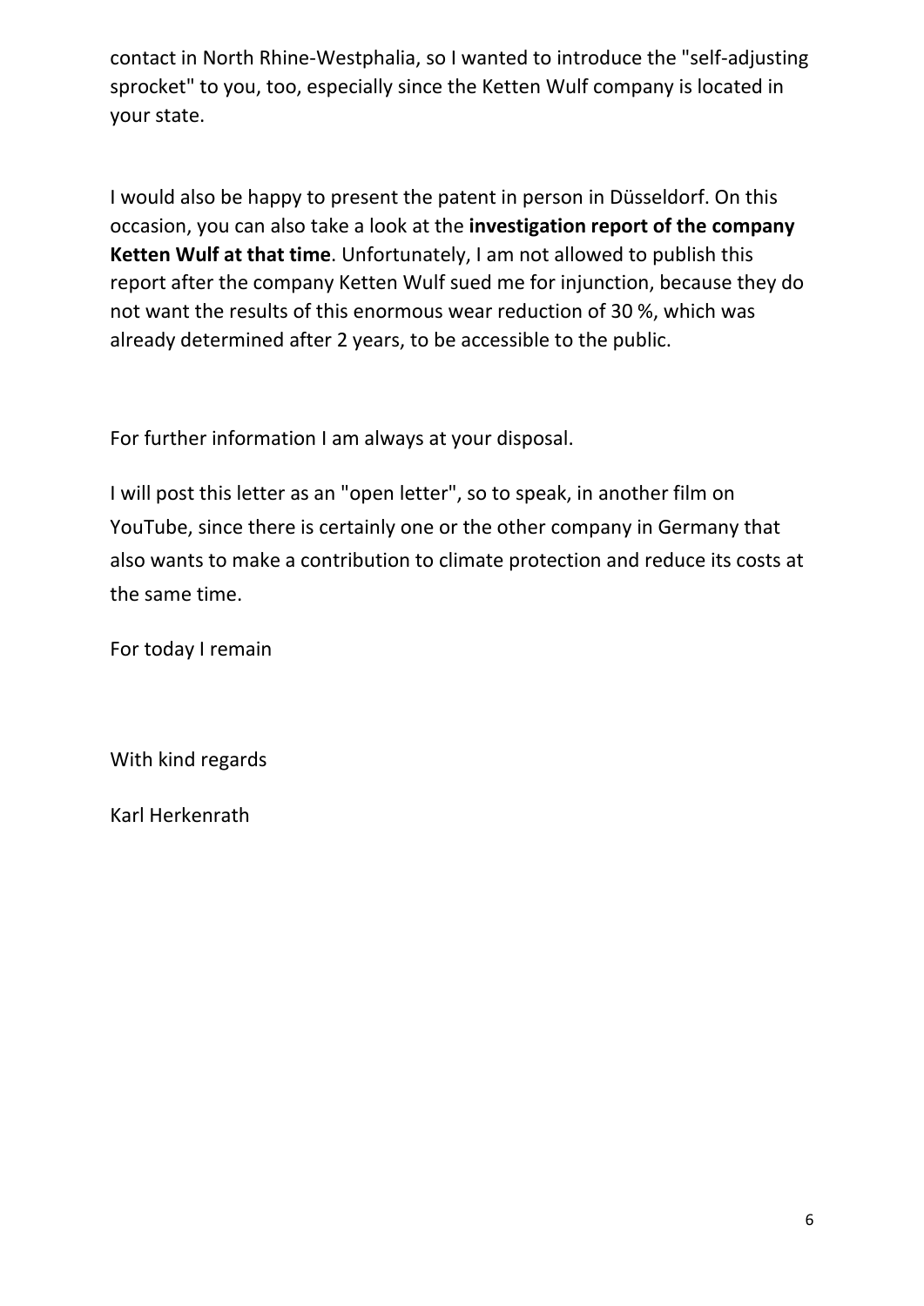contact in North Rhine-Westphalia, so I wanted to introduce the "self-adjusting sprocket" to you, too, especially since the Ketten Wulf company is located in your state.

I would also be happy to present the patent in person in Düsseldorf. On this occasion, you can also take a look at the **investigation report of the company Ketten Wulf at that time**. Unfortunately, I am not allowed to publish this report after the company Ketten Wulf sued me for injunction, because they do not want the results of this enormous wear reduction of 30 %, which was already determined after 2 years, to be accessible to the public.

For further information I am always at your disposal.

I will post this letter as an "open letter", so to speak, in another film on YouTube, since there is certainly one or the other company in Germany that also wants to make a contribution to climate protection and reduce its costs at the same time.

For today I remain

With kind regards

Karl Herkenrath